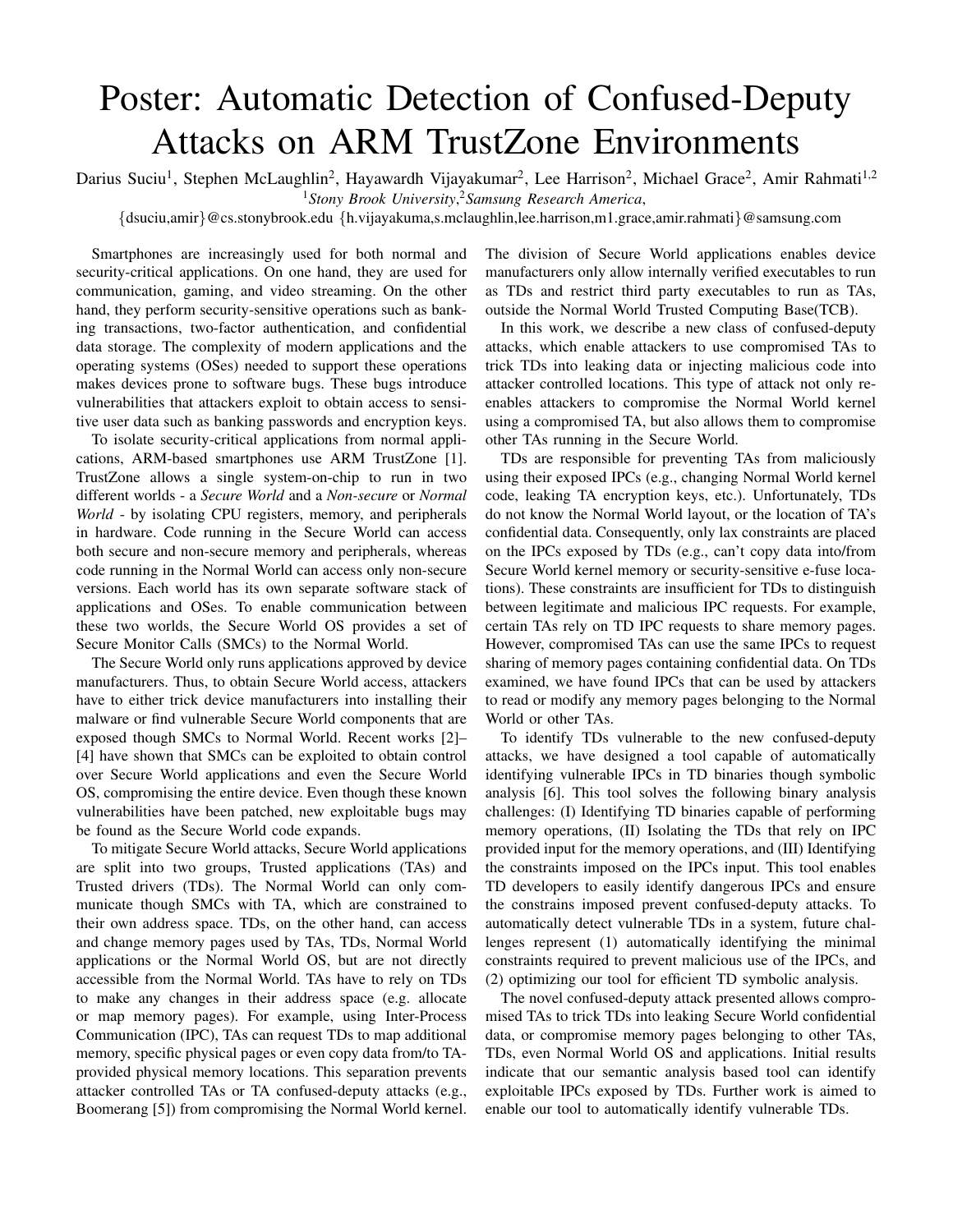# Poster: Automatic Detection of Confused-Deputy Attacks on ARM TrustZone Environments

Darius Suciu[1], Stephen McLaughlin[2], Hayawardh Vijayakumar[2], Lee Harrison[2], Michael Grace[2], Amir Rahmati[1,2]

[1]*Stony Brook University*,[2]*Samsung Research America*,

{dsuciu,amir}@cs.stonybrook.edu {h.vijayakuma,s.mclaughlin,lee.harrison,m1.grace,amir.rahmati}@samsung.com

Smartphones are increasingly used for both normal and security-critical applications. On one hand, they are used for communication, gaming, and video streaming. On the other hand, they perform security-sensitive operations such as banking transactions, two-factor authentication, and confidential data storage. The complexity of modern applications and the operating systems (OSes) needed to support these operations makes devices prone to software bugs. These bugs introduce vulnerabilities that attackers exploit to obtain access to sensitive user data such as banking passwords and encryption keys.

To isolate security-critical applications from normal applications, ARM-based smartphones use ARM TrustZone [1]. TrustZone allows a single system-on-chip to run in two different worlds - a *Secure World* and a *Non-secure* or *Normal World* - by isolating CPU registers, memory, and peripherals in hardware. Code running in the Secure World can access both secure and non-secure memory and peripherals, whereas code running in the Normal World can access only non-secure versions. Each world has its own separate software stack of applications and OSes. To enable communication between these two worlds, the Secure World OS provides a set of Secure Monitor Calls (SMCs) to the Normal World.

The Secure World only runs applications approved by device manufacturers. Thus, to obtain Secure World access, attackers have to either trick device manufacturers into installing their malware or find vulnerable Secure World components that are exposed though SMCs to Normal World. Recent works [2]–[4] have shown that SMCs can be exploited to obtain control over Secure World applications and even the Secure World OS, compromising the entire device. Even though these known vulnerabilities have been patched, new exploitable bugs may be found as the Secure World code expands.

To mitigate Secure World attacks, Secure World applications are split into two groups, Trusted applications (TAs) and Trusted drivers (TDs). The Normal World can only communicate though SMCs with TA, which are constrained to their own address space. TDs, on the other hand, can access and change memory pages used by TAs, TDs, Normal World applications or the Normal World OS, but are not directly accessible from the Normal World. TAs have to rely on TDs to make any changes in their address space (e.g. allocate or map memory pages). For example, using Inter-Process Communication (IPC), TAs can request TDs to map additional memory, specific physical pages or even copy data from/to TA-provided physical memory locations. This separation prevents attacker controlled TAs or TA confused-deputy attacks (e.g., Boomerang [5]) from compromising the Normal World kernel. The division of Secure World applications enables device manufacturers only allow internally verified executables to run as TDs and restrict third party executables to run as TAs, outside the Normal World Trusted Computing Base(TCB).

In this work, we describe a new class of confused-deputy attacks, which enable attackers to use compromised TAs to trick TDs into leaking data or injecting malicious code into attacker controlled locations. This type of attack not only re-enables attackers to compromise the Normal World kernel using a compromised TA, but also allows them to compromise other TAs running in the Secure World.

TDs are responsible for preventing TAs from maliciously using their exposed IPCs (e.g., changing Normal World kernel code, leaking TA encryption keys, etc.). Unfortunately, TDs do not know the Normal World layout, or the location of TA's confidential data. Consequently, only lax constraints are placed on the IPCs exposed by TDs (e.g., can't copy data into/from Secure World kernel memory or security-sensitive e-fuse locations). These constraints are insufficient for TDs to distinguish between legitimate and malicious IPC requests. For example, certain TAs rely on TD IPC requests to share memory pages. However, compromised TAs can use the same IPCs to request sharing of memory pages containing confidential data. On TDs examined, we have found IPCs that can be used by attackers to read or modify any memory pages belonging to the Normal World or other TAs.

To identify TDs vulnerable to the new confused-deputy attacks, we have designed a tool capable of automatically identifying vulnerable IPCs in TD binaries though symbolic analysis [6]. This tool solves the following binary analysis challenges: (I) Identifying TD binaries capable of performing memory operations, (II) Isolating the TDs that rely on IPC provided input for the memory operations, and (III) Identifying the constraints imposed on the IPCs input. This tool enables TD developers to easily identify dangerous IPCs and ensure the constrains imposed prevent confused-deputy attacks. To automatically detect vulnerable TDs in a system, future challenges represent (1) automatically identifying the minimal constraints required to prevent malicious use of the IPCs, and (2) optimizing our tool for efficient TD symbolic analysis.

The novel confused-deputy attack presented allows compromised TAs to trick TDs into leaking Secure World confidential data, or compromise memory pages belonging to other TAs, TDs, even Normal World OS and applications. Initial results indicate that our semantic analysis based tool can identify exploitable IPCs exposed by TDs. Further work is aimed to enable our tool to automatically identify vulnerable TDs.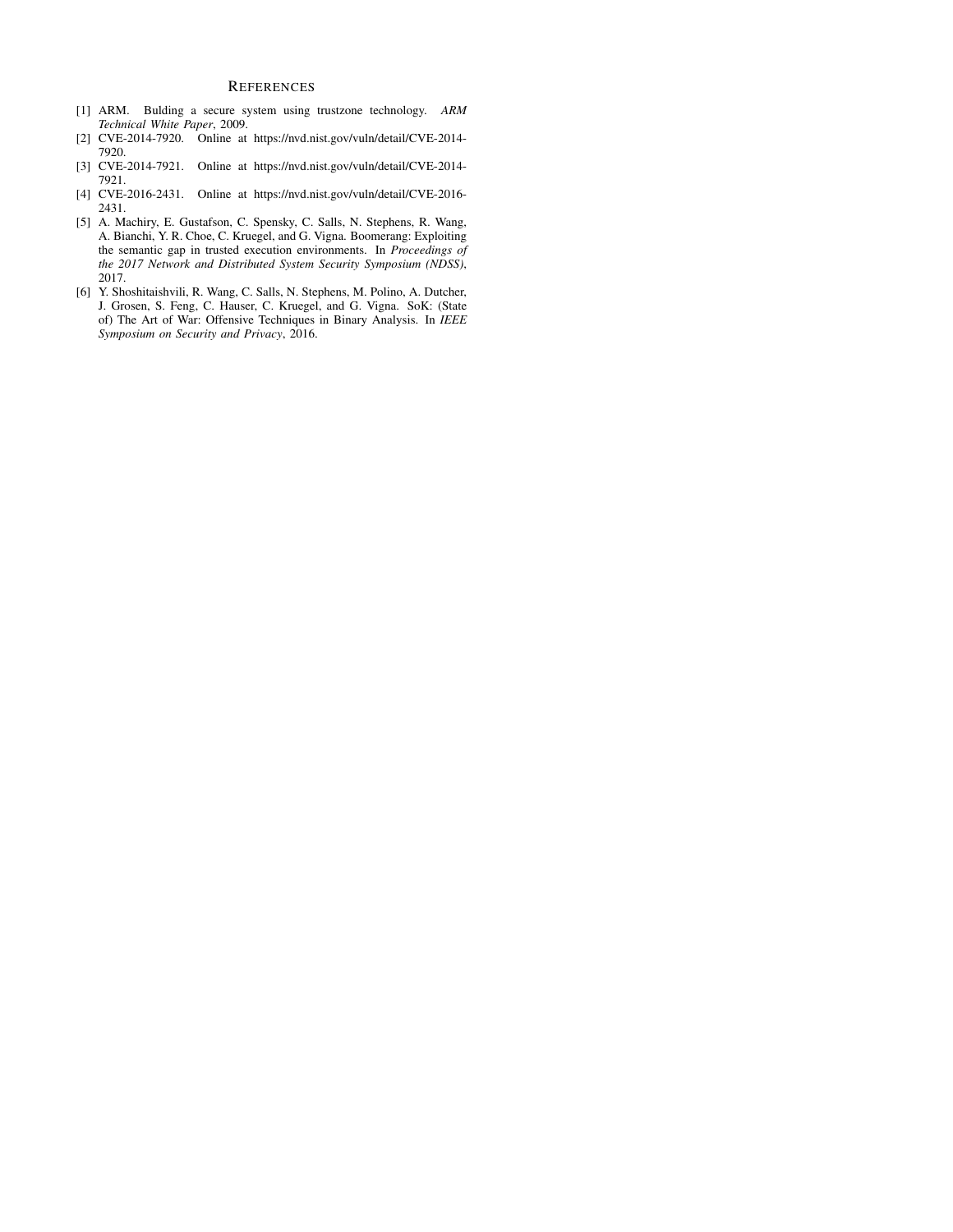## References

[1] ARM. Bulding a secure system using trustzone technology. *ARM Technical White Paper*, 2009.

[2] CVE-2014-7920. Online at https://nvd.nist.gov/vuln/detail/CVE-2014-7920.

[3] CVE-2014-7921. Online at https://nvd.nist.gov/vuln/detail/CVE-2014-7921.

[4] CVE-2016-2431. Online at https://nvd.nist.gov/vuln/detail/CVE-2016-2431.

[5] A. Machiry, E. Gustafson, C. Spensky, C. Salls, N. Stephens, R. Wang, A. Bianchi, Y. R. Choe, C. Kruegel, and G. Vigna. Boomerang: Exploiting the semantic gap in trusted execution environments. In *Proceedings of the 2017 Network and Distributed System Security Symposium (NDSS)*, 2017.

[6] Y. Shoshitaishvili, R. Wang, C. Salls, N. Stephens, M. Polino, A. Dutcher, J. Grosen, S. Feng, C. Hauser, C. Kruegel, and G. Vigna. SoK: (State of) The Art of War: Offensive Techniques in Binary Analysis. In *IEEE Symposium on Security and Privacy*, 2016.